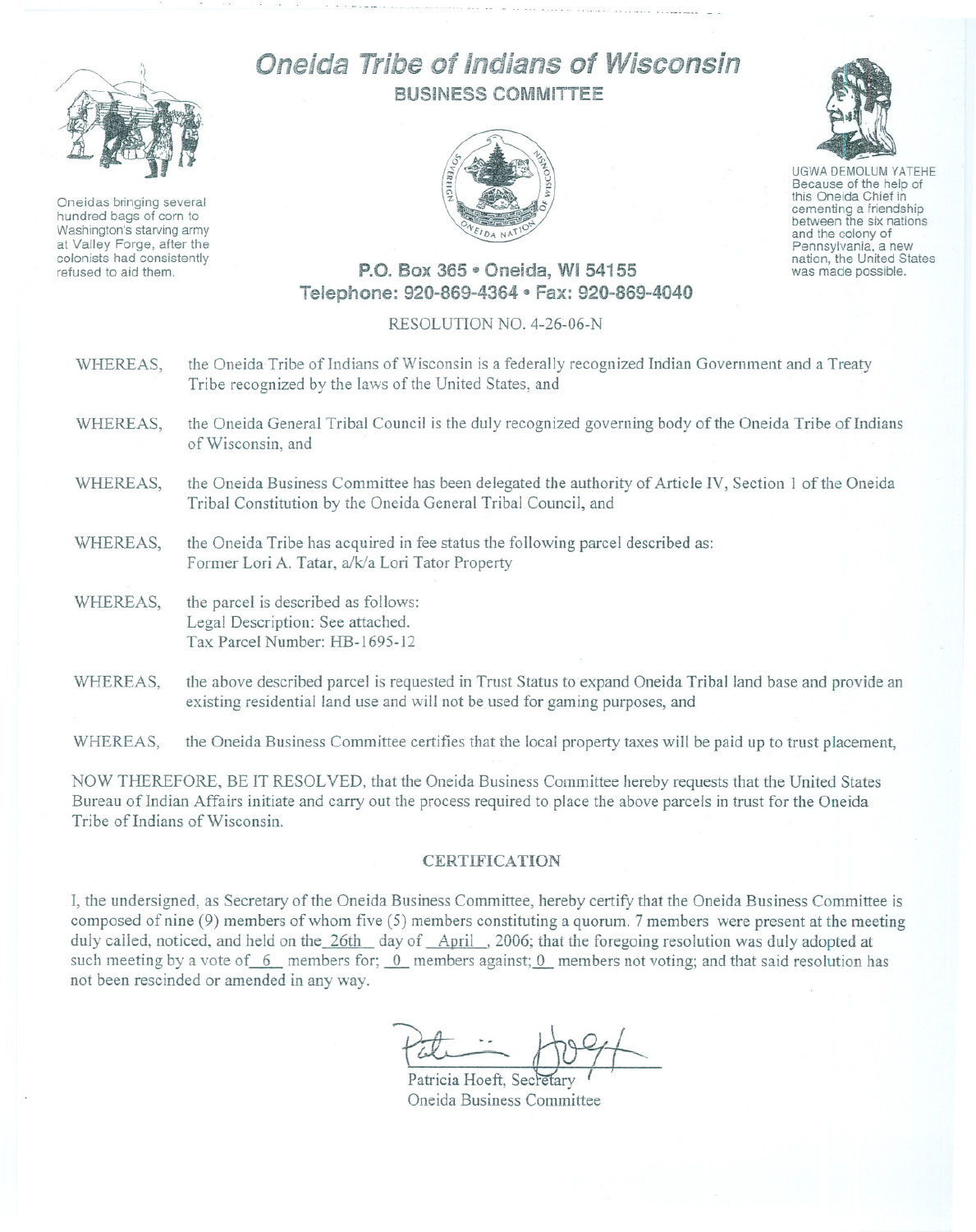# Oneida Tribe of Indians of Wisconsin

## BUSINESS COMMITTEE

Oneidas bringing several hundred bags of corn to Washington's starving army at Valley Forge, after the colonists had consistently refused to aid them.

UGWA DEMOLUM YATEHE
Because of the help of this Oneida Chief in cementing a friendship between the six nations and the colony of Pennsylvania, a new nation, the United States was made possible.

**P.O. Box 365 • Oneida, WI 54155**
**Telephone: 920-869-4364 • Fax: 920-869-4040**

RESOLUTION NO. 4-26-06-N

WHEREAS, the Oneida Tribe of Indians of Wisconsin is a federally recognized Indian Government and a Treaty Tribe recognized by the laws of the United States, and

WHEREAS, the Oneida General Tribal Council is the duly recognized governing body of the Oneida Tribe of Indians of Wisconsin, and

WHEREAS, the Oneida Business Committee has been delegated the authority of Article IV, Section 1 of the Oneida Tribal Constitution by the Oneida General Tribal Council, and

WHEREAS, the Oneida Tribe has acquired in fee status the following parcel described as:
Former Lori A. Tatar, a/k/a Lori Tator Property

WHEREAS, the parcel is described as follows:
Legal Description: See attached.
Tax Parcel Number: HB-1695-12

WHEREAS, the above described parcel is requested in Trust Status to expand Oneida Tribal land base and provide an existing residential land use and will not be used for gaming purposes, and

WHEREAS, the Oneida Business Committee certifies that the local property taxes will be paid up to trust placement,

NOW THEREFORE, BE IT RESOLVED, that the Oneida Business Committee hereby requests that the United States Bureau of Indian Affairs initiate and carry out the process required to place the above parcels in trust for the Oneida Tribe of Indians of Wisconsin.

### CERTIFICATION

I, the undersigned, as Secretary of the Oneida Business Committee, hereby certify that the Oneida Business Committee is composed of nine (9) members of whom five (5) members constituting a quorum. 7 members were present at the meeting duly called, noticed, and held on the 26th day of April, 2006; that the foregoing resolution was duly adopted at such meeting by a vote of 6 members for; 0 members against; 0 members not voting; and that said resolution has not been rescinded or amended in any way.

Patricia Hoeft, Secretary
Oneida Business Committee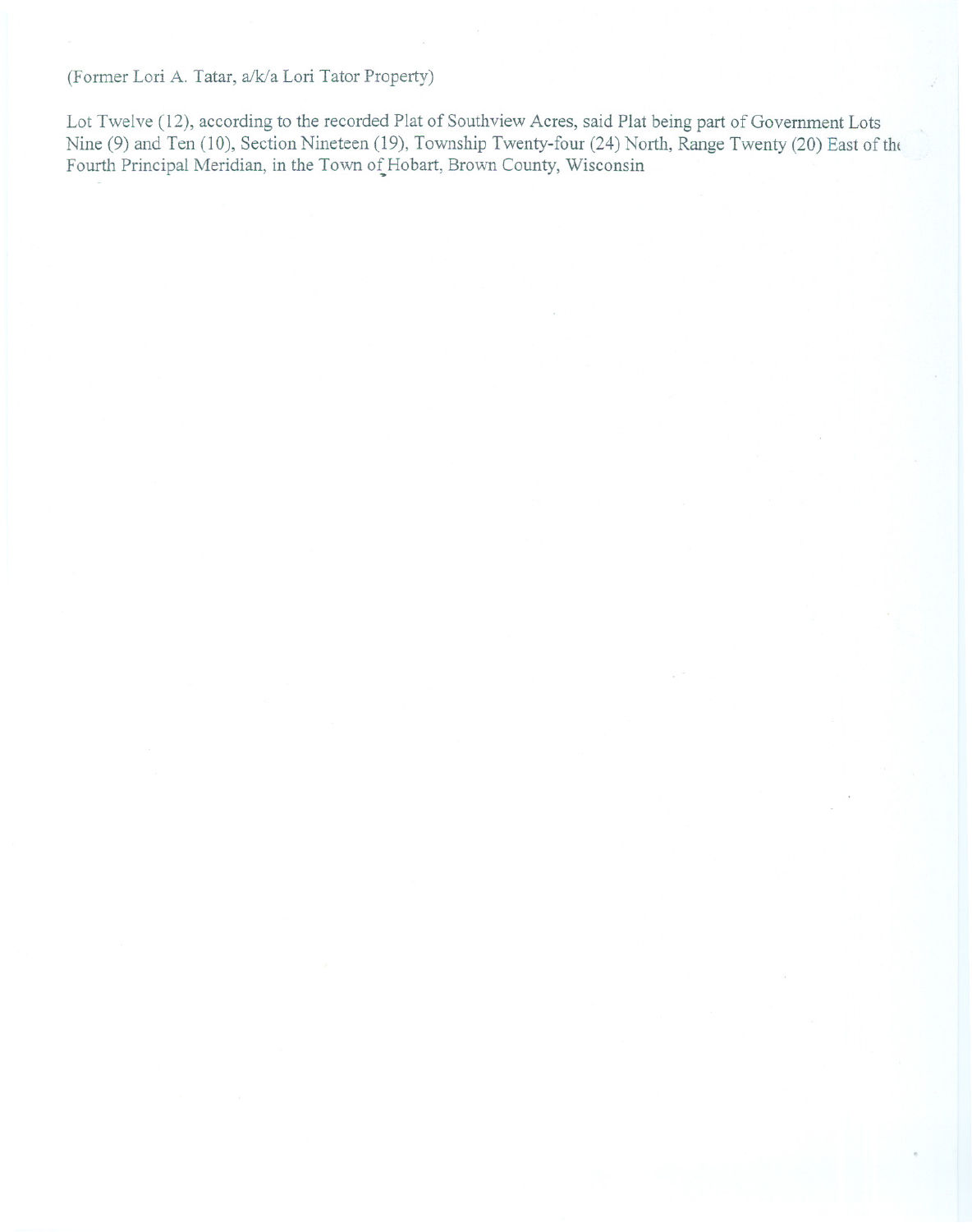(Former Lori A. Tatar, a/k/a Lori Tator Property)

Lot Twelve (12), according to the recorded Plat of Southview Acres, said Plat being part of Government Lots Nine (9) and Ten (10), Section Nineteen (19), Township Twenty-four (24) North, Range Twenty (20) East of the Fourth Principal Meridian, in the Town of Hobart, Brown County, Wisconsin